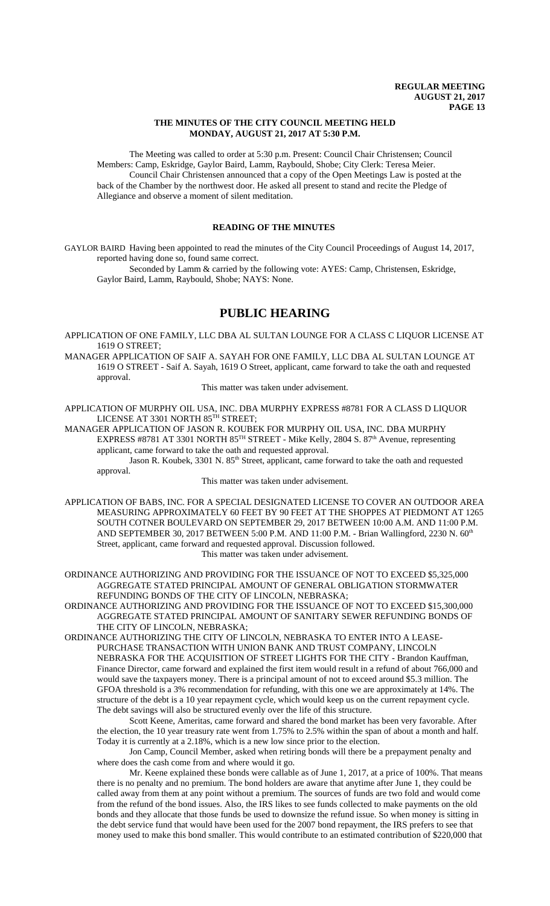### THE MINUTES OF THE CITY COUNCIL MEETING HELD MONDAY, AUGUST 21, 2017 AT 5:30 P.M.

The Meeting was called to order at 5:30 p.m. Present: Council Chair Christensen; Council Members: Camp, Eskridge, Gaylor Baird, Lamm, Raybould, Shobe; City Clerk: Teresa Meier.

Council Chair Christensen announced that a copy of the Open Meetings Law is posted at the back of the Chamber by the northwest door. He asked all present to stand and recite the Pledge of Allegiance and observe a moment of silent meditation.

### READING OF THE MINUTES

GAYLOR BAIRD Having been appointed to read the minutes of the City Council Proceedings of August 14, 2017, reported having done so, found same correct.

Seconded by Lamm & carried by the following vote: AYES: Camp, Christensen, Eskridge, Gaylor Baird, Lamm, Raybould, Shobe; NAYS: None.

## PUBLIC HEARING

APPLICATION OF ONE FAMILY, LLC DBA AL SULTAN LOUNGE FOR A CLASS C LIQUOR LICENSE AT 1619 O STREET;

MANAGER APPLICATION OF SAIF A. SAYAH FOR ONE FAMILY, LLC DBA AL SULTAN LOUNGE AT 1619 O STREET - Saif A. Sayah, 1619 O Street, applicant, came forward to take the oath and requested approval.

This matter was taken under advisement.

APPLICATION OF MURPHY OIL USA, INC. DBA MURPHY EXPRESS #8781 FOR A CLASS D LIQUOR LICENSE AT 3301 NORTH 85TH STREET;

MANAGER APPLICATION OF JASON R. KOUBEK FOR MURPHY OIL USA, INC. DBA MURPHY EXPRESS #8781 AT 3301 NORTH 85TH STREET - Mike Kelly, 2804 S. 87th Avenue, representing applicant, came forward to take the oath and requested approval.

Jason R. Koubek, 3301 N. 85th Street, applicant, came forward to take the oath and requested approval.

This matter was taken under advisement.

APPLICATION OF BABS, INC. FOR A SPECIAL DESIGNATED LICENSE TO COVER AN OUTDOOR AREA MEASURING APPROXIMATELY 60 FEET BY 90 FEET AT THE SHOPPES AT PIEDMONT AT 1265 SOUTH COTNER BOULEVARD ON SEPTEMBER 29, 2017 BETWEEN 10:00 A.M. AND 11:00 P.M. AND SEPTEMBER 30, 2017 BETWEEN 5:00 P.M. AND 11:00 P.M. - Brian Wallingford, 2230 N. 60th Street, applicant, came forward and requested approval. Discussion followed.

This matter was taken under advisement.

ORDINANCE AUTHORIZING AND PROVIDING FOR THE ISSUANCE OF NOT TO EXCEED $5,325,000 AGGREGATE STATED PRINCIPAL AMOUNT OF GENERAL OBLIGATION STORMWATER REFUNDING BONDS OF THE CITY OF LINCOLN, NEBRASKA;

ORDINANCE AUTHORIZING AND PROVIDING FOR THE ISSUANCE OF NOT TO EXCEED $15,300,000 AGGREGATE STATED PRINCIPAL AMOUNT OF SANITARY SEWER REFUNDING BONDS OF THE CITY OF LINCOLN, NEBRASKA;

ORDINANCE AUTHORIZING THE CITY OF LINCOLN, NEBRASKA TO ENTER INTO A LEASE-PURCHASE TRANSACTION WITH UNION BANK AND TRUST COMPANY, LINCOLN NEBRASKA FOR THE ACQUISITION OF STREET LIGHTS FOR THE CITY - Brandon Kauffman, Finance Director, came forward and explained the first item would result in a refund of about 766,000 and would save the taxpayers money. There is a principal amount of not to exceed around $5.3 million. The GFOA threshold is a 3% recommendation for refunding, with this one we are approximately at 14%. The structure of the debt is a 10 year repayment cycle, which would keep us on the current repayment cycle. The debt savings will also be structured evenly over the life of this structure.

Scott Keene, Ameritas, came forward and shared the bond market has been very favorable. After the election, the 10 year treasury rate went from 1.75% to 2.5% within the span of about a month and half. Today it is currently at a 2.18%, which is a new low since prior to the election.

Jon Camp, Council Member, asked when retiring bonds will there be a prepayment penalty and where does the cash come from and where would it go.

Mr. Keene explained these bonds were callable as of June 1, 2017, at a price of 100%. That means there is no penalty and no premium. The bond holders are aware that anytime after June 1, they could be called away from them at any point without a premium. The sources of funds are two fold and would come from the refund of the bond issues. Also, the IRS likes to see funds collected to make payments on the old bonds and they allocate that those funds be used to downsize the refund issue. So when money is sitting in the debt service fund that would have been used for the 2007 bond repayment, the IRS prefers to see that money used to make this bond smaller. This would contribute to an estimated contribution of $220,000 that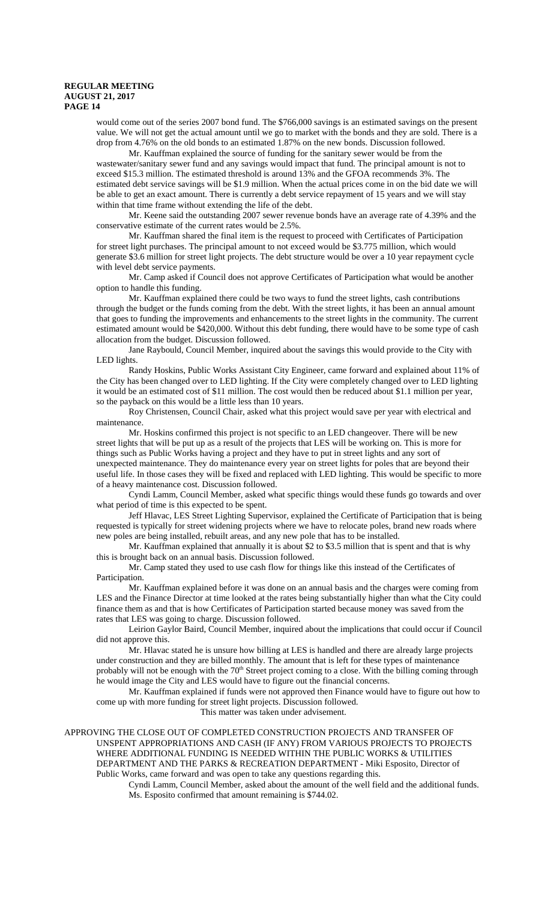would come out of the series 2007 bond fund. The $766,000 savings is an estimated savings on the present value. We will not get the actual amount until we go to market with the bonds and they are sold. There is a drop from 4.76% on the old bonds to an estimated 1.87% on the new bonds. Discussion followed.

Mr. Kauffman explained the source of funding for the sanitary sewer would be from the wastewater/sanitary sewer fund and any savings would impact that fund. The principal amount is not to exceed $15.3 million. The estimated threshold is around 13% and the GFOA recommends 3%. The estimated debt service savings will be $1.9 million. When the actual prices come in on the bid date we will be able to get an exact amount. There is currently a debt service repayment of 15 years and we will stay within that time frame without extending the life of the debt.

Mr. Keene said the outstanding 2007 sewer revenue bonds have an average rate of 4.39% and the conservative estimate of the current rates would be 2.5%.

Mr. Kauffman shared the final item is the request to proceed with Certificates of Participation for street light purchases. The principal amount to not exceed would be $3.775 million, which would generate $3.6 million for street light projects. The debt structure would be over a 10 year repayment cycle with level debt service payments.

Mr. Camp asked if Council does not approve Certificates of Participation what would be another option to handle this funding.

Mr. Kauffman explained there could be two ways to fund the street lights, cash contributions through the budget or the funds coming from the debt. With the street lights, it has been an annual amount that goes to funding the improvements and enhancements to the street lights in the community. The current estimated amount would be $420,000. Without this debt funding, there would have to be some type of cash allocation from the budget. Discussion followed.

Jane Raybould, Council Member, inquired about the savings this would provide to the City with LED lights.

Randy Hoskins, Public Works Assistant City Engineer, came forward and explained about 11% of the City has been changed over to LED lighting. If the City were completely changed over to LED lighting it would be an estimated cost of $11 million. The cost would then be reduced about $1.1 million per year, so the payback on this would be a little less than 10 years.

Roy Christensen, Council Chair, asked what this project would save per year with electrical and maintenance.

Mr. Hoskins confirmed this project is not specific to an LED changeover. There will be new street lights that will be put up as a result of the projects that LES will be working on. This is more for things such as Public Works having a project and they have to put in street lights and any sort of unexpected maintenance. They do maintenance every year on street lights for poles that are beyond their useful life. In those cases they will be fixed and replaced with LED lighting. This would be specific to more of a heavy maintenance cost. Discussion followed.

Cyndi Lamm, Council Member, asked what specific things would these funds go towards and over what period of time is this expected to be spent.

Jeff Hlavac, LES Street Lighting Supervisor, explained the Certificate of Participation that is being requested is typically for street widening projects where we have to relocate poles, brand new roads where new poles are being installed, rebuilt areas, and any new pole that has to be installed.

Mr. Kauffman explained that annually it is about $2 to $3.5 million that is spent and that is why this is brought back on an annual basis. Discussion followed.

Mr. Camp stated they used to use cash flow for things like this instead of the Certificates of Participation.

Mr. Kauffman explained before it was done on an annual basis and the charges were coming from LES and the Finance Director at time looked at the rates being substantially higher than what the City could finance them as and that is how Certificates of Participation started because money was saved from the rates that LES was going to charge. Discussion followed.

Leirion Gaylor Baird, Council Member, inquired about the implications that could occur if Council did not approve this.

Mr. Hlavac stated he is unsure how billing at LES is handled and there are already large projects under construction and they are billed monthly. The amount that is left for these types of maintenance probably will not be enough with the 70th Street project coming to a close. With the billing coming through he would image the City and LES would have to figure out the financial concerns.

Mr. Kauffman explained if funds were not approved then Finance would have to figure out how to come up with more funding for street light projects. Discussion followed.

This matter was taken under advisement.

APPROVING THE CLOSE OUT OF COMPLETED CONSTRUCTION PROJECTS AND TRANSFER OF UNSPENT APPROPRIATIONS AND CASH (IF ANY) FROM VARIOUS PROJECTS TO PROJECTS WHERE ADDITIONAL FUNDING IS NEEDED WITHIN THE PUBLIC WORKS & UTILITIES DEPARTMENT AND THE PARKS & RECREATION DEPARTMENT - Miki Esposito, Director of Public Works, came forward and was open to take any questions regarding this.

Cyndi Lamm, Council Member, asked about the amount of the well field and the additional funds.

Ms. Esposito confirmed that amount remaining is $744.02.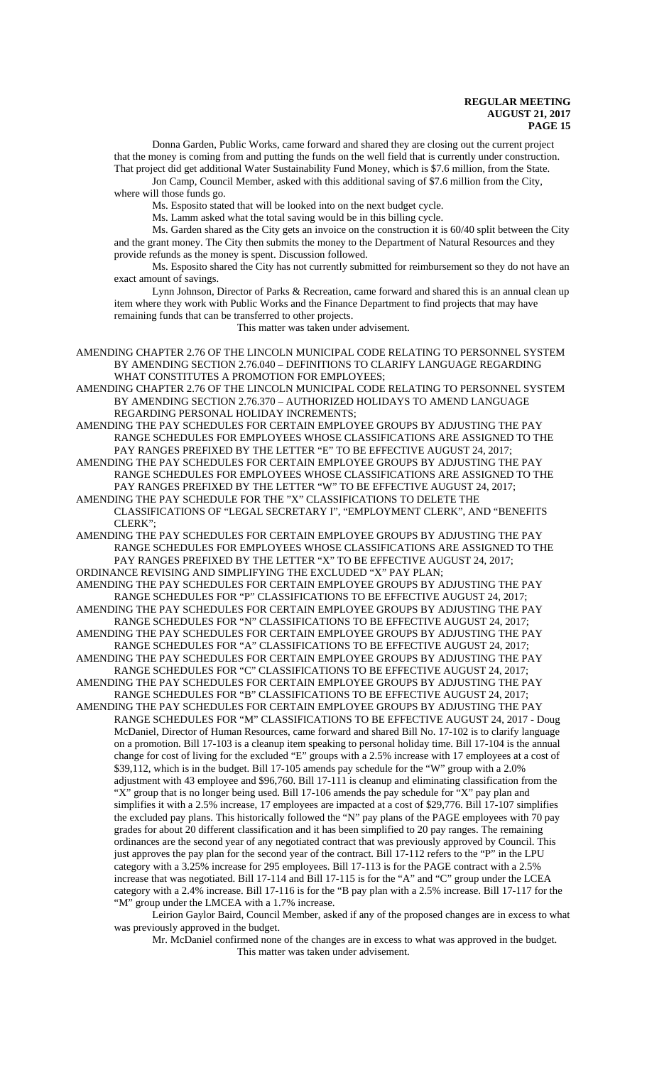Donna Garden, Public Works, came forward and shared they are closing out the current project that the money is coming from and putting the funds on the well field that is currently under construction. That project did get additional Water Sustainability Fund Money, which is $7.6 million, from the State.

Jon Camp, Council Member, asked with this additional saving of $7.6 million from the City, where will those funds go.

Ms. Esposito stated that will be looked into on the next budget cycle.

Ms. Lamm asked what the total saving would be in this billing cycle.

Ms. Garden shared as the City gets an invoice on the construction it is 60/40 split between the City and the grant money. The City then submits the money to the Department of Natural Resources and they provide refunds as the money is spent. Discussion followed.

Ms. Esposito shared the City has not currently submitted for reimbursement so they do not have an exact amount of savings.

Lynn Johnson, Director of Parks & Recreation, came forward and shared this is an annual clean up item where they work with Public Works and the Finance Department to find projects that may have remaining funds that can be transferred to other projects.

This matter was taken under advisement.

AMENDING CHAPTER 2.76 OF THE LINCOLN MUNICIPAL CODE RELATING TO PERSONNEL SYSTEM BY AMENDING SECTION 2.76.040 – DEFINITIONS TO CLARIFY LANGUAGE REGARDING WHAT CONSTITUTES A PROMOTION FOR EMPLOYEES;

AMENDING CHAPTER 2.76 OF THE LINCOLN MUNICIPAL CODE RELATING TO PERSONNEL SYSTEM BY AMENDING SECTION 2.76.370 – AUTHORIZED HOLIDAYS TO AMEND LANGUAGE REGARDING PERSONAL HOLIDAY INCREMENTS;

AMENDING THE PAY SCHEDULES FOR CERTAIN EMPLOYEE GROUPS BY ADJUSTING THE PAY RANGE SCHEDULES FOR EMPLOYEES WHOSE CLASSIFICATIONS ARE ASSIGNED TO THE PAY RANGES PREFIXED BY THE LETTER "E" TO BE EFFECTIVE AUGUST 24, 2017;

AMENDING THE PAY SCHEDULES FOR CERTAIN EMPLOYEE GROUPS BY ADJUSTING THE PAY RANGE SCHEDULES FOR EMPLOYEES WHOSE CLASSIFICATIONS ARE ASSIGNED TO THE PAY RANGES PREFIXED BY THE LETTER "W" TO BE EFFECTIVE AUGUST 24, 2017;

AMENDING THE PAY SCHEDULE FOR THE "X" CLASSIFICATIONS TO DELETE THE CLASSIFICATIONS OF "LEGAL SECRETARY I", "EMPLOYMENT CLERK", AND "BENEFITS CLERK";

AMENDING THE PAY SCHEDULES FOR CERTAIN EMPLOYEE GROUPS BY ADJUSTING THE PAY RANGE SCHEDULES FOR EMPLOYEES WHOSE CLASSIFICATIONS ARE ASSIGNED TO THE PAY RANGES PREFIXED BY THE LETTER "X" TO BE EFFECTIVE AUGUST 24, 2017;

ORDINANCE REVISING AND SIMPLIFYING THE EXCLUDED "X" PAY PLAN;

AMENDING THE PAY SCHEDULES FOR CERTAIN EMPLOYEE GROUPS BY ADJUSTING THE PAY RANGE SCHEDULES FOR "P" CLASSIFICATIONS TO BE EFFECTIVE AUGUST 24, 2017;

AMENDING THE PAY SCHEDULES FOR CERTAIN EMPLOYEE GROUPS BY ADJUSTING THE PAY RANGE SCHEDULES FOR "N" CLASSIFICATIONS TO BE EFFECTIVE AUGUST 24, 2017;

AMENDING THE PAY SCHEDULES FOR CERTAIN EMPLOYEE GROUPS BY ADJUSTING THE PAY RANGE SCHEDULES FOR "A" CLASSIFICATIONS TO BE EFFECTIVE AUGUST 24, 2017;

AMENDING THE PAY SCHEDULES FOR CERTAIN EMPLOYEE GROUPS BY ADJUSTING THE PAY RANGE SCHEDULES FOR "C" CLASSIFICATIONS TO BE EFFECTIVE AUGUST 24, 2017;

AMENDING THE PAY SCHEDULES FOR CERTAIN EMPLOYEE GROUPS BY ADJUSTING THE PAY RANGE SCHEDULES FOR "B" CLASSIFICATIONS TO BE EFFECTIVE AUGUST 24, 2017;

AMENDING THE PAY SCHEDULES FOR CERTAIN EMPLOYEE GROUPS BY ADJUSTING THE PAY RANGE SCHEDULES FOR "M" CLASSIFICATIONS TO BE EFFECTIVE AUGUST 24, 2017 - Doug McDaniel, Director of Human Resources, came forward and shared Bill No. 17-102 is to clarify language on a promotion. Bill 17-103 is a cleanup item speaking to personal holiday time. Bill 17-104 is the annual change for cost of living for the excluded "E" groups with a 2.5% increase with 17 employees at a cost of $39,112, which is in the budget. Bill 17-105 amends pay schedule for the "W" group with a 2.0% adjustment with 43 employee and $96,760. Bill 17-111 is cleanup and eliminating classification from the "X" group that is no longer being used. Bill 17-106 amends the pay schedule for "X" pay plan and simplifies it with a 2.5% increase, 17 employees are impacted at a cost of $29,776. Bill 17-107 simplifies the excluded pay plans. This historically followed the "N" pay plans of the PAGE employees with 70 pay grades for about 20 different classification and it has been simplified to 20 pay ranges. The remaining ordinances are the second year of any negotiated contract that was previously approved by Council. This just approves the pay plan for the second year of the contract. Bill 17-112 refers to the "P" in the LPU category with a 3.25% increase for 295 employees. Bill 17-113 is for the PAGE contract with a 2.5% increase that was negotiated. Bill 17-114 and Bill 17-115 is for the "A" and "C" group under the LCEA category with a 2.4% increase. Bill 17-116 is for the "B pay plan with a 2.5% increase. Bill 17-117 for the "M" group under the LMCEA with a 1.7% increase.

Leirion Gaylor Baird, Council Member, asked if any of the proposed changes are in excess to what was previously approved in the budget.

Mr. McDaniel confirmed none of the changes are in excess to what was approved in the budget.

This matter was taken under advisement.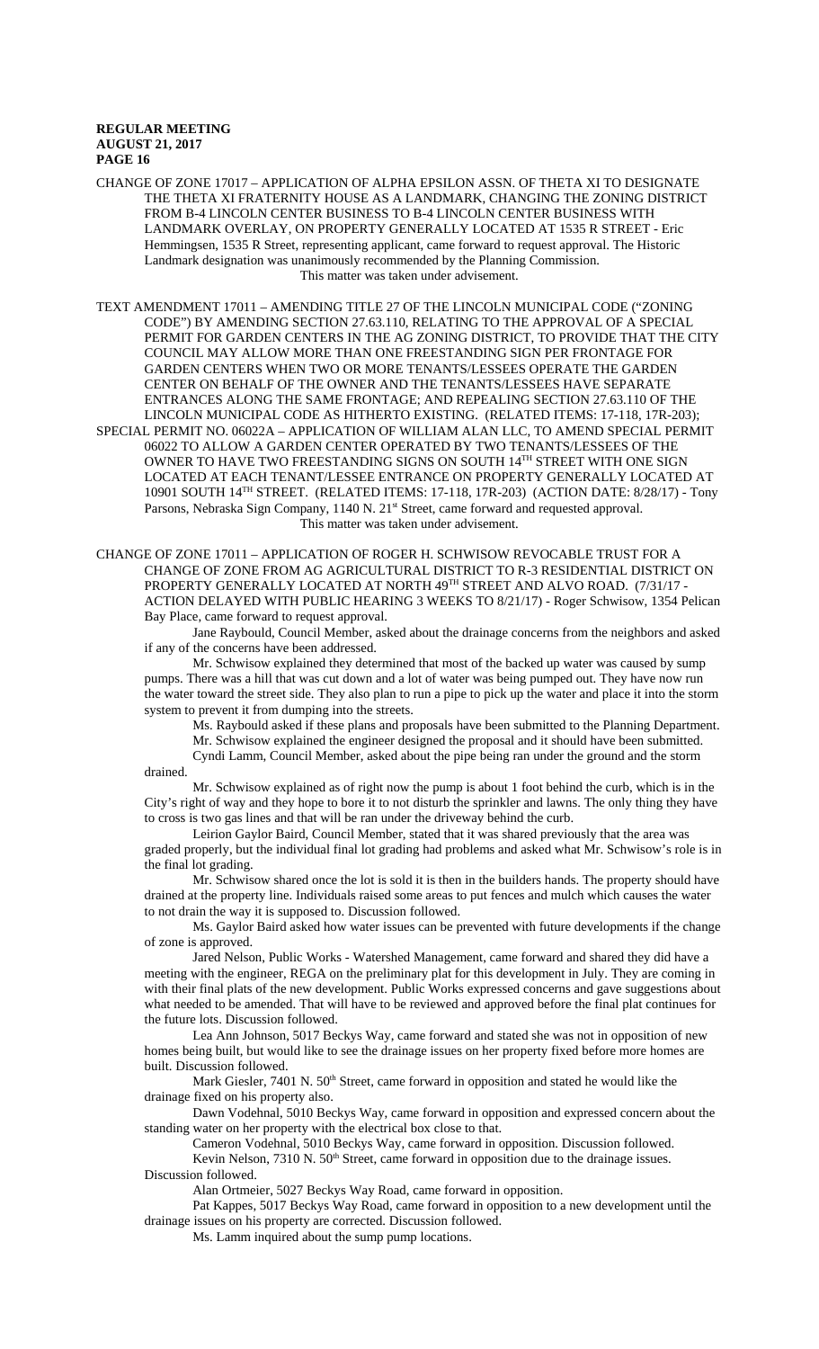CHANGE OF ZONE 17017 – APPLICATION OF ALPHA EPSILON ASSN. OF THETA XI TO DESIGNATE THE THETA XI FRATERNITY HOUSE AS A LANDMARK, CHANGING THE ZONING DISTRICT FROM B-4 LINCOLN CENTER BUSINESS TO B-4 LINCOLN CENTER BUSINESS WITH LANDMARK OVERLAY, ON PROPERTY GENERALLY LOCATED AT 1535 R STREET - Eric Hemmingsen, 1535 R Street, representing applicant, came forward to request approval. The Historic Landmark designation was unanimously recommended by the Planning Commission.

This matter was taken under advisement.

TEXT AMENDMENT 17011 – AMENDING TITLE 27 OF THE LINCOLN MUNICIPAL CODE ("ZONING CODE") BY AMENDING SECTION 27.63.110, RELATING TO THE APPROVAL OF A SPECIAL PERMIT FOR GARDEN CENTERS IN THE AG ZONING DISTRICT, TO PROVIDE THAT THE CITY COUNCIL MAY ALLOW MORE THAN ONE FREESTANDING SIGN PER FRONTAGE FOR GARDEN CENTERS WHEN TWO OR MORE TENANTS/LESSEES OPERATE THE GARDEN CENTER ON BEHALF OF THE OWNER AND THE TENANTS/LESSEES HAVE SEPARATE ENTRANCES ALONG THE SAME FRONTAGE; AND REPEALING SECTION 27.63.110 OF THE LINCOLN MUNICIPAL CODE AS HITHERTO EXISTING. (RELATED ITEMS: 17-118, 17R-203);

SPECIAL PERMIT NO. 06022A – APPLICATION OF WILLIAM ALAN LLC, TO AMEND SPECIAL PERMIT 06022 TO ALLOW A GARDEN CENTER OPERATED BY TWO TENANTS/LESSEES OF THE OWNER TO HAVE TWO FREESTANDING SIGNS ON SOUTH 14TH STREET WITH ONE SIGN LOCATED AT EACH TENANT/LESSEE ENTRANCE ON PROPERTY GENERALLY LOCATED AT 10901 SOUTH 14TH STREET. (RELATED ITEMS: 17-118, 17R-203) (ACTION DATE: 8/28/17) - Tony Parsons, Nebraska Sign Company, 1140 N. 21st Street, came forward and requested approval.

This matter was taken under advisement.

CHANGE OF ZONE 17011 – APPLICATION OF ROGER H. SCHWISOW REVOCABLE TRUST FOR A CHANGE OF ZONE FROM AG AGRICULTURAL DISTRICT TO R-3 RESIDENTIAL DISTRICT ON PROPERTY GENERALLY LOCATED AT NORTH 49TH STREET AND ALVO ROAD. (7/31/17 - ACTION DELAYED WITH PUBLIC HEARING 3 WEEKS TO 8/21/17) - Roger Schwisow, 1354 Pelican Bay Place, came forward to request approval.

Jane Raybould, Council Member, asked about the drainage concerns from the neighbors and asked if any of the concerns have been addressed.

Mr. Schwisow explained they determined that most of the backed up water was caused by sump pumps. There was a hill that was cut down and a lot of water was being pumped out. They have now run the water toward the street side. They also plan to run a pipe to pick up the water and place it into the storm system to prevent it from dumping into the streets.

Ms. Raybould asked if these plans and proposals have been submitted to the Planning Department.

Mr. Schwisow explained the engineer designed the proposal and it should have been submitted.

Cyndi Lamm, Council Member, asked about the pipe being ran under the ground and the storm drained.

Mr. Schwisow explained as of right now the pump is about 1 foot behind the curb, which is in the City's right of way and they hope to bore it to not disturb the sprinkler and lawns. The only thing they have to cross is two gas lines and that will be ran under the driveway behind the curb.

Leirion Gaylor Baird, Council Member, stated that it was shared previously that the area was graded properly, but the individual final lot grading had problems and asked what Mr. Schwisow's role is in the final lot grading.

Mr. Schwisow shared once the lot is sold it is then in the builders hands. The property should have drained at the property line. Individuals raised some areas to put fences and mulch which causes the water to not drain the way it is supposed to. Discussion followed.

Ms. Gaylor Baird asked how water issues can be prevented with future developments if the change of zone is approved.

Jared Nelson, Public Works - Watershed Management, came forward and shared they did have a meeting with the engineer, REGA on the preliminary plat for this development in July. They are coming in with their final plats of the new development. Public Works expressed concerns and gave suggestions about what needed to be amended. That will have to be reviewed and approved before the final plat continues for the future lots. Discussion followed.

Lea Ann Johnson, 5017 Beckys Way, came forward and stated she was not in opposition of new homes being built, but would like to see the drainage issues on her property fixed before more homes are built. Discussion followed.

Mark Giesler, 7401 N. 50th Street, came forward in opposition and stated he would like the drainage fixed on his property also.

Dawn Vodehnal, 5010 Beckys Way, came forward in opposition and expressed concern about the standing water on her property with the electrical box close to that.

Cameron Vodehnal, 5010 Beckys Way, came forward in opposition. Discussion followed.

Kevin Nelson, 7310 N. 50th Street, came forward in opposition due to the drainage issues. Discussion followed.

Alan Ortmeier, 5027 Beckys Way Road, came forward in opposition.

Pat Kappes, 5017 Beckys Way Road, came forward in opposition to a new development until the drainage issues on his property are corrected. Discussion followed.

Ms. Lamm inquired about the sump pump locations.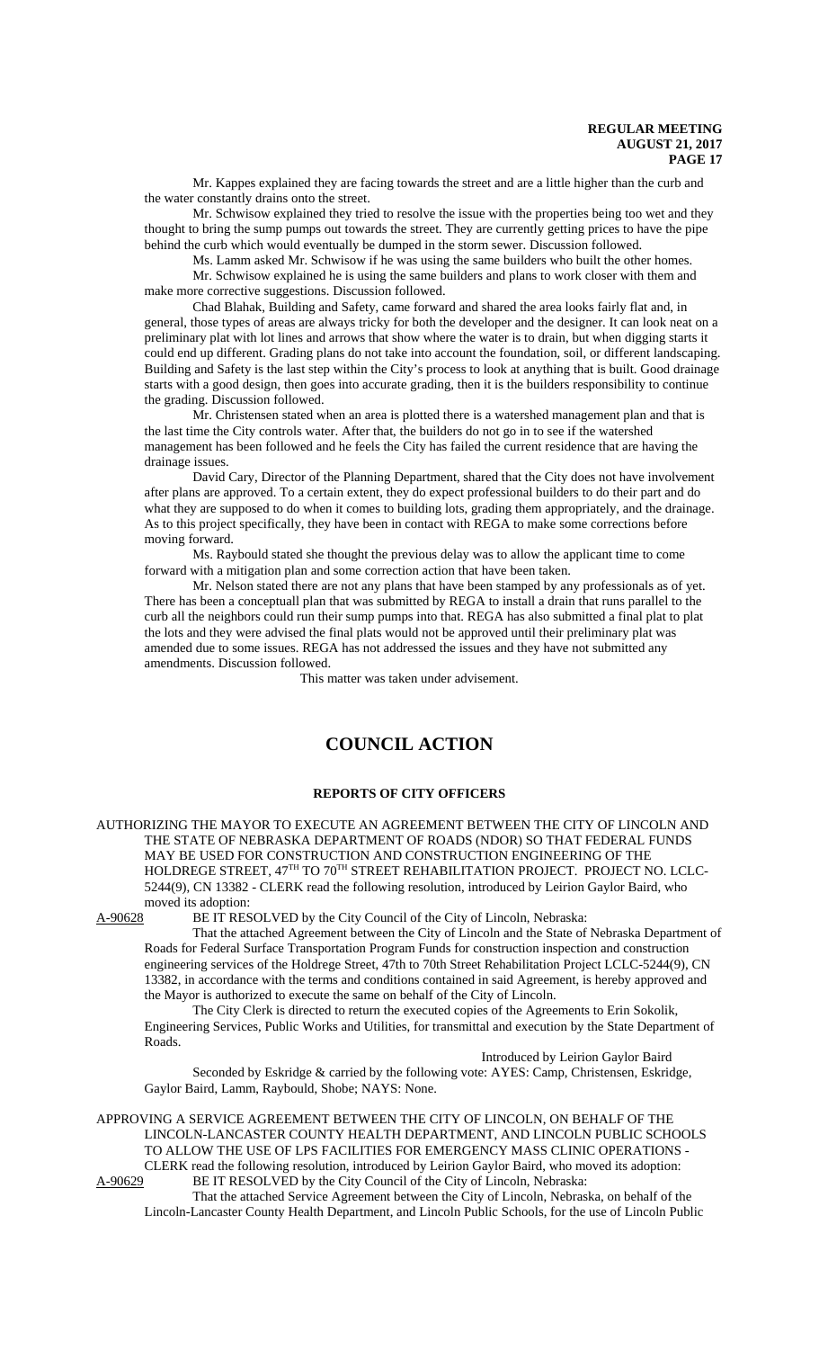Mr. Kappes explained they are facing towards the street and are a little higher than the curb and the water constantly drains onto the street.

Mr. Schwisow explained they tried to resolve the issue with the properties being too wet and they thought to bring the sump pumps out towards the street. They are currently getting prices to have the pipe behind the curb which would eventually be dumped in the storm sewer. Discussion followed.

Ms. Lamm asked Mr. Schwisow if he was using the same builders who built the other homes.

Mr. Schwisow explained he is using the same builders and plans to work closer with them and make more corrective suggestions. Discussion followed.

Chad Blahak, Building and Safety, came forward and shared the area looks fairly flat and, in general, those types of areas are always tricky for both the developer and the designer. It can look neat on a preliminary plat with lot lines and arrows that show where the water is to drain, but when digging starts it could end up different. Grading plans do not take into account the foundation, soil, or different landscaping. Building and Safety is the last step within the City's process to look at anything that is built. Good drainage starts with a good design, then goes into accurate grading, then it is the builders responsibility to continue the grading. Discussion followed.

Mr. Christensen stated when an area is plotted there is a watershed management plan and that is the last time the City controls water. After that, the builders do not go in to see if the watershed management has been followed and he feels the City has failed the current residence that are having the drainage issues.

David Cary, Director of the Planning Department, shared that the City does not have involvement after plans are approved. To a certain extent, they do expect professional builders to do their part and do what they are supposed to do when it comes to building lots, grading them appropriately, and the drainage. As to this project specifically, they have been in contact with REGA to make some corrections before moving forward.

Ms. Raybould stated she thought the previous delay was to allow the applicant time to come forward with a mitigation plan and some correction action that have been taken.

Mr. Nelson stated there are not any plans that have been stamped by any professionals as of yet. There has been a conceptuall plan that was submitted by REGA to install a drain that runs parallel to the curb all the neighbors could run their sump pumps into that. REGA has also submitted a final plat to plat the lots and they were advised the final plats would not be approved until their preliminary plat was amended due to some issues. REGA has not addressed the issues and they have not submitted any amendments. Discussion followed.

This matter was taken under advisement.

# COUNCIL ACTION

## REPORTS OF CITY OFFICERS

AUTHORIZING THE MAYOR TO EXECUTE AN AGREEMENT BETWEEN THE CITY OF LINCOLN AND THE STATE OF NEBRASKA DEPARTMENT OF ROADS (NDOR) SO THAT FEDERAL FUNDS MAY BE USED FOR CONSTRUCTION AND CONSTRUCTION ENGINEERING OF THE HOLDREGE STREET, 47TH TO 70TH STREET REHABILITATION PROJECT. PROJECT NO. LCLC-5244(9), CN 13382 - CLERK read the following resolution, introduced by Leirion Gaylor Baird, who moved its adoption:

A-90628 BE IT RESOLVED by the City Council of the City of Lincoln, Nebraska:

That the attached Agreement between the City of Lincoln and the State of Nebraska Department of Roads for Federal Surface Transportation Program Funds for construction inspection and construction engineering services of the Holdrege Street, 47th to 70th Street Rehabilitation Project LCLC-5244(9), CN 13382, in accordance with the terms and conditions contained in said Agreement, is hereby approved and the Mayor is authorized to execute the same on behalf of the City of Lincoln.

The City Clerk is directed to return the executed copies of the Agreements to Erin Sokolik, Engineering Services, Public Works and Utilities, for transmittal and execution by the State Department of Roads.

Introduced by Leirion Gaylor Baird

Seconded by Eskridge & carried by the following vote: AYES: Camp, Christensen, Eskridge, Gaylor Baird, Lamm, Raybould, Shobe; NAYS: None.

APPROVING A SERVICE AGREEMENT BETWEEN THE CITY OF LINCOLN, ON BEHALF OF THE LINCOLN-LANCASTER COUNTY HEALTH DEPARTMENT, AND LINCOLN PUBLIC SCHOOLS TO ALLOW THE USE OF LPS FACILITIES FOR EMERGENCY MASS CLINIC OPERATIONS - CLERK read the following resolution, introduced by Leirion Gaylor Baird, who moved its adoption:

A-90629 BE IT RESOLVED by the City Council of the City of Lincoln, Nebraska:

That the attached Service Agreement between the City of Lincoln, Nebraska, on behalf of the Lincoln-Lancaster County Health Department, and Lincoln Public Schools, for the use of Lincoln Public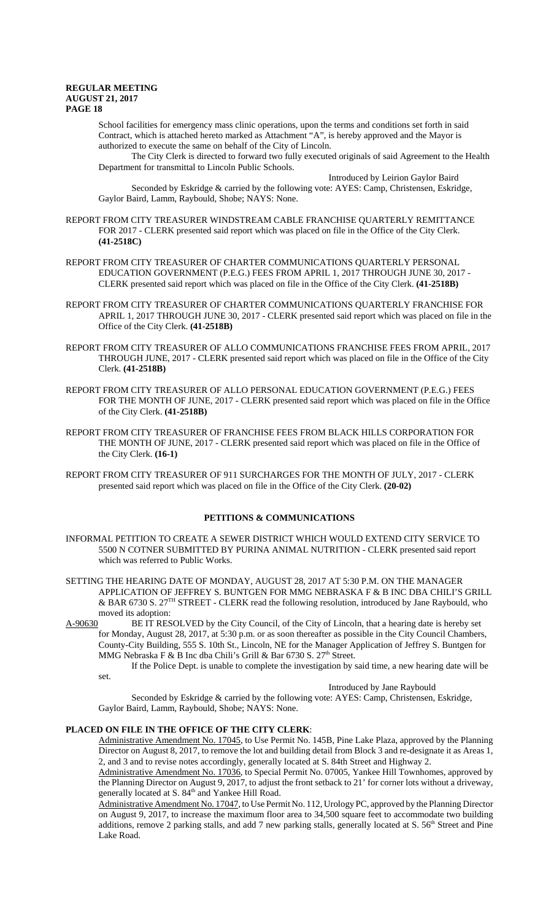School facilities for emergency mass clinic operations, upon the terms and conditions set forth in said Contract, which is attached hereto marked as Attachment "A", is hereby approved and the Mayor is authorized to execute the same on behalf of the City of Lincoln.

The City Clerk is directed to forward two fully executed originals of said Agreement to the Health Department for transmittal to Lincoln Public Schools.

Introduced by Leirion Gaylor Baird

Seconded by Eskridge & carried by the following vote: AYES: Camp, Christensen, Eskridge, Gaylor Baird, Lamm, Raybould, Shobe; NAYS: None.

REPORT FROM CITY TREASURER WINDSTREAM CABLE FRANCHISE QUARTERLY REMITTANCE FOR 2017 - CLERK presented said report which was placed on file in the Office of the City Clerk. **(41-2518C)**

REPORT FROM CITY TREASURER OF CHARTER COMMUNICATIONS QUARTERLY PERSONAL EDUCATION GOVERNMENT (P.E.G.) FEES FROM APRIL 1, 2017 THROUGH JUNE 30, 2017 - CLERK presented said report which was placed on file in the Office of the City Clerk. **(41-2518B)**

REPORT FROM CITY TREASURER OF CHARTER COMMUNICATIONS QUARTERLY FRANCHISE FOR APRIL 1, 2017 THROUGH JUNE 30, 2017 - CLERK presented said report which was placed on file in the Office of the City Clerk. **(41-2518B)**

REPORT FROM CITY TREASURER OF ALLO COMMUNICATIONS FRANCHISE FEES FROM APRIL, 2017 THROUGH JUNE, 2017 - CLERK presented said report which was placed on file in the Office of the City Clerk. **(41-2518B)**

REPORT FROM CITY TREASURER OF ALLO PERSONAL EDUCATION GOVERNMENT (P.E.G.) FEES FOR THE MONTH OF JUNE, 2017 - CLERK presented said report which was placed on file in the Office of the City Clerk. **(41-2518B)**

REPORT FROM CITY TREASURER OF FRANCHISE FEES FROM BLACK HILLS CORPORATION FOR THE MONTH OF JUNE, 2017 - CLERK presented said report which was placed on file in the Office of the City Clerk. **(16-1)**

REPORT FROM CITY TREASURER OF 911 SURCHARGES FOR THE MONTH OF JULY, 2017 - CLERK presented said report which was placed on file in the Office of the City Clerk. **(20-02)**

## PETITIONS & COMMUNICATIONS

INFORMAL PETITION TO CREATE A SEWER DISTRICT WHICH WOULD EXTEND CITY SERVICE TO 5500 N COTNER SUBMITTED BY PURINA ANIMAL NUTRITION - CLERK presented said report which was referred to Public Works.

SETTING THE HEARING DATE OF MONDAY, AUGUST 28, 2017 AT 5:30 P.M. ON THE MANAGER APPLICATION OF JEFFREY S. BUNTGEN FOR MMG NEBRASKA F & B INC DBA CHILI'S GRILL & BAR 6730 S. 27TH STREET - CLERK read the following resolution, introduced by Jane Raybould, who moved its adoption:

A-90630 BE IT RESOLVED by the City Council, of the City of Lincoln, that a hearing date is hereby set for Monday, August 28, 2017, at 5:30 p.m. or as soon thereafter as possible in the City Council Chambers, County-City Building, 555 S. 10th St., Lincoln, NE for the Manager Application of Jeffrey S. Buntgen for MMG Nebraska F & B Inc dba Chili's Grill & Bar 6730 S. 27th Street.

If the Police Dept. is unable to complete the investigation by said time, a new hearing date will be set.

Introduced by Jane Raybould

Seconded by Eskridge & carried by the following vote: AYES: Camp, Christensen, Eskridge, Gaylor Baird, Lamm, Raybould, Shobe; NAYS: None.

**PLACED ON FILE IN THE OFFICE OF THE CITY CLERK**:

Administrative Amendment No. 17045, to Use Permit No. 145B, Pine Lake Plaza, approved by the Planning Director on August 8, 2017, to remove the lot and building detail from Block 3 and re-designate it as Areas 1, 2, and 3 and to revise notes accordingly, generally located at S. 84th Street and Highway 2.

Administrative Amendment No. 17036, to Special Permit No. 07005, Yankee Hill Townhomes, approved by the Planning Director on August 9, 2017, to adjust the front setback to 21' for corner lots without a driveway, generally located at S. 84th and Yankee Hill Road.

Administrative Amendment No. 17047, to Use Permit No. 112, Urology PC, approved by the Planning Director on August 9, 2017, to increase the maximum floor area to 34,500 square feet to accommodate two building additions, remove 2 parking stalls, and add 7 new parking stalls, generally located at S. 56th Street and Pine Lake Road.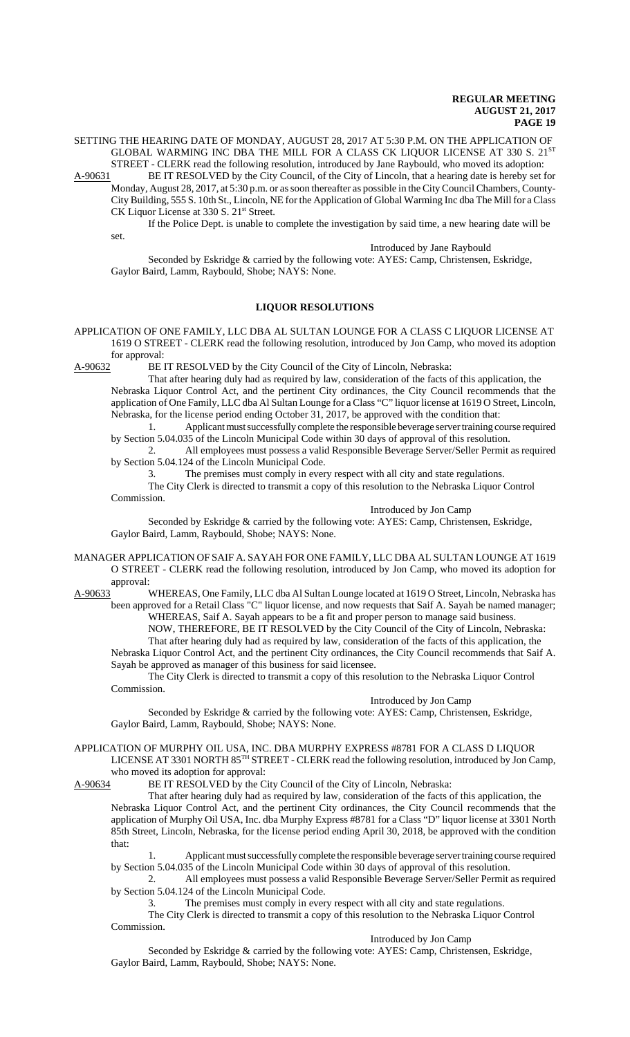SETTING THE HEARING DATE OF MONDAY, AUGUST 28, 2017 AT 5:30 P.M. ON THE APPLICATION OF GLOBAL WARMING INC DBA THE MILL FOR A CLASS CK LIQUOR LICENSE AT 330 S. 21ST STREET - CLERK read the following resolution, introduced by Jane Raybould, who moved its adoption:

A-90631 BE IT RESOLVED by the City Council, of the City of Lincoln, that a hearing date is hereby set for Monday, August 28, 2017, at 5:30 p.m. or as soon thereafter as possible in the City Council Chambers, County-City Building, 555 S. 10th St., Lincoln, NE for the Application of Global Warming Inc dba The Mill for a Class CK Liquor License at 330 S. 21st Street.

If the Police Dept. is unable to complete the investigation by said time, a new hearing date will be set.

Introduced by Jane Raybould

Seconded by Eskridge & carried by the following vote: AYES: Camp, Christensen, Eskridge, Gaylor Baird, Lamm, Raybould, Shobe; NAYS: None.

## LIQUOR RESOLUTIONS

APPLICATION OF ONE FAMILY, LLC DBA AL SULTAN LOUNGE FOR A CLASS C LIQUOR LICENSE AT 1619 O STREET - CLERK read the following resolution, introduced by Jon Camp, who moved its adoption for approval:

A-90632 BE IT RESOLVED by the City Council of the City of Lincoln, Nebraska:

That after hearing duly had as required by law, consideration of the facts of this application, the Nebraska Liquor Control Act, and the pertinent City ordinances, the City Council recommends that the application of One Family, LLC dba Al Sultan Lounge for a Class "C" liquor license at 1619 O Street, Lincoln, Nebraska, for the license period ending October 31, 2017, be approved with the condition that:

1. Applicant must successfully complete the responsible beverage server training course required by Section 5.04.035 of the Lincoln Municipal Code within 30 days of approval of this resolution.
2. All employees must possess a valid Responsible Beverage Server/Seller Permit as required by Section 5.04.124 of the Lincoln Municipal Code.
3. The premises must comply in every respect with all city and state regulations.

The City Clerk is directed to transmit a copy of this resolution to the Nebraska Liquor Control Commission.

Introduced by Jon Camp

Seconded by Eskridge & carried by the following vote: AYES: Camp, Christensen, Eskridge, Gaylor Baird, Lamm, Raybould, Shobe; NAYS: None.

MANAGER APPLICATION OF SAIF A. SAYAH FOR ONE FAMILY, LLC DBA AL SULTAN LOUNGE AT 1619 O STREET - CLERK read the following resolution, introduced by Jon Camp, who moved its adoption for approval:

A-90633 WHEREAS, One Family, LLC dba Al Sultan Lounge located at 1619 O Street, Lincoln, Nebraska has been approved for a Retail Class "C" liquor license, and now requests that Saif A. Sayah be named manager;

WHEREAS, Saif A. Sayah appears to be a fit and proper person to manage said business.

NOW, THEREFORE, BE IT RESOLVED by the City Council of the City of Lincoln, Nebraska:

That after hearing duly had as required by law, consideration of the facts of this application, the Nebraska Liquor Control Act, and the pertinent City ordinances, the City Council recommends that Saif A. Sayah be approved as manager of this business for said licensee.

The City Clerk is directed to transmit a copy of this resolution to the Nebraska Liquor Control Commission.

Introduced by Jon Camp

Seconded by Eskridge & carried by the following vote: AYES: Camp, Christensen, Eskridge, Gaylor Baird, Lamm, Raybould, Shobe; NAYS: None.

APPLICATION OF MURPHY OIL USA, INC. DBA MURPHY EXPRESS #8781 FOR A CLASS D LIQUOR LICENSE AT 3301 NORTH 85TH STREET - CLERK read the following resolution, introduced by Jon Camp, who moved its adoption for approval:

A-90634 BE IT RESOLVED by the City Council of the City of Lincoln, Nebraska:

That after hearing duly had as required by law, consideration of the facts of this application, the Nebraska Liquor Control Act, and the pertinent City ordinances, the City Council recommends that the application of Murphy Oil USA, Inc. dba Murphy Express #8781 for a Class "D" liquor license at 3301 North 85th Street, Lincoln, Nebraska, for the license period ending April 30, 2018, be approved with the condition that:

1. Applicant must successfully complete the responsible beverage server training course required by Section 5.04.035 of the Lincoln Municipal Code within 30 days of approval of this resolution.
2. All employees must possess a valid Responsible Beverage Server/Seller Permit as required by Section 5.04.124 of the Lincoln Municipal Code.
3. The premises must comply in every respect with all city and state regulations.

The City Clerk is directed to transmit a copy of this resolution to the Nebraska Liquor Control Commission.

Introduced by Jon Camp

Seconded by Eskridge & carried by the following vote: AYES: Camp, Christensen, Eskridge, Gaylor Baird, Lamm, Raybould, Shobe; NAYS: None.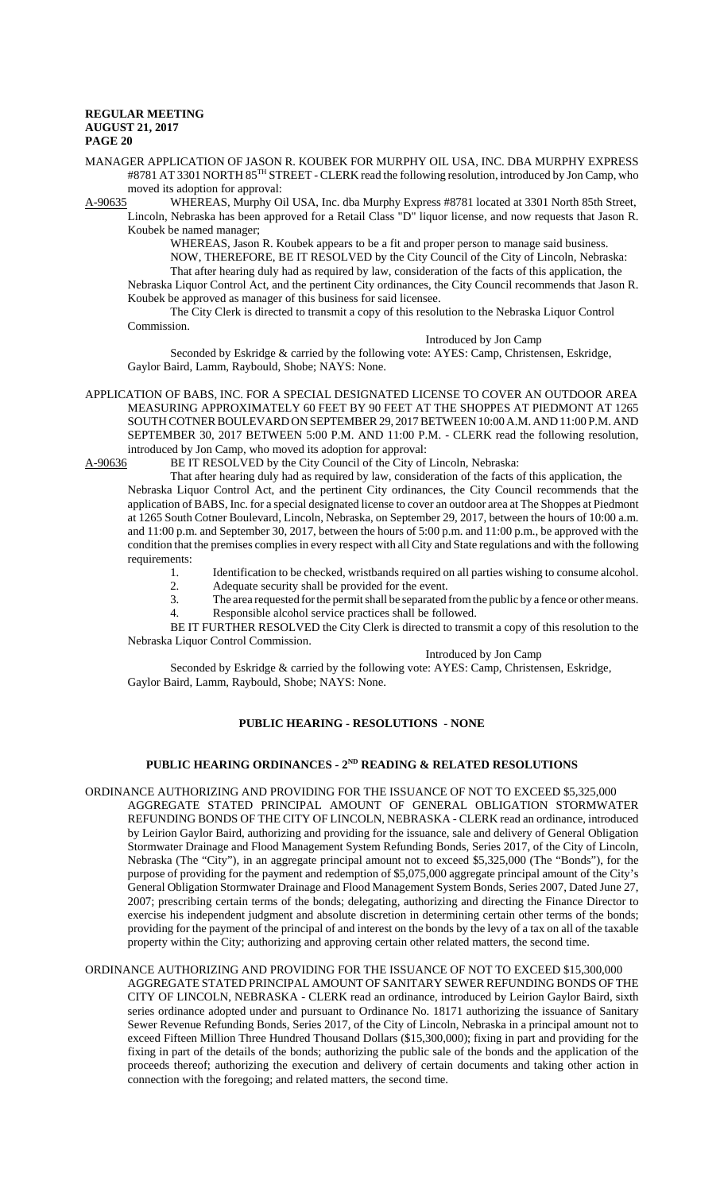MANAGER APPLICATION OF JASON R. KOUBEK FOR MURPHY OIL USA, INC. DBA MURPHY EXPRESS #8781 AT 3301 NORTH 85TH STREET - CLERK read the following resolution, introduced by Jon Camp, who moved its adoption for approval:

A-90635 WHEREAS, Murphy Oil USA, Inc. dba Murphy Express #8781 located at 3301 North 85th Street, Lincoln, Nebraska has been approved for a Retail Class "D" liquor license, and now requests that Jason R. Koubek be named manager;

WHEREAS, Jason R. Koubek appears to be a fit and proper person to manage said business.

NOW, THEREFORE, BE IT RESOLVED by the City Council of the City of Lincoln, Nebraska:

That after hearing duly had as required by law, consideration of the facts of this application, the Nebraska Liquor Control Act, and the pertinent City ordinances, the City Council recommends that Jason R. Koubek be approved as manager of this business for said licensee.

The City Clerk is directed to transmit a copy of this resolution to the Nebraska Liquor Control Commission.

Introduced by Jon Camp

Seconded by Eskridge & carried by the following vote: AYES: Camp, Christensen, Eskridge, Gaylor Baird, Lamm, Raybould, Shobe; NAYS: None.

APPLICATION OF BABS, INC. FOR A SPECIAL DESIGNATED LICENSE TO COVER AN OUTDOOR AREA MEASURING APPROXIMATELY 60 FEET BY 90 FEET AT THE SHOPPES AT PIEDMONT AT 1265 SOUTH COTNER BOULEVARD ON SEPTEMBER 29, 2017 BETWEEN 10:00 A.M. AND 11:00 P.M. AND SEPTEMBER 30, 2017 BETWEEN 5:00 P.M. AND 11:00 P.M. - CLERK read the following resolution, introduced by Jon Camp, who moved its adoption for approval:

A-90636 BE IT RESOLVED by the City Council of the City of Lincoln, Nebraska:

That after hearing duly had as required by law, consideration of the facts of this application, the Nebraska Liquor Control Act, and the pertinent City ordinances, the City Council recommends that the application of BABS, Inc. for a special designated license to cover an outdoor area at The Shoppes at Piedmont at 1265 South Cotner Boulevard, Lincoln, Nebraska, on September 29, 2017, between the hours of 10:00 a.m. and 11:00 p.m. and September 30, 2017, between the hours of 5:00 p.m. and 11:00 p.m., be approved with the condition that the premises complies in every respect with all City and State regulations and with the following requirements:

1. Identification to be checked, wristbands required on all parties wishing to consume alcohol.
2. Adequate security shall be provided for the event.
3. The area requested for the permit shall be separated from the public by a fence or other means.
4. Responsible alcohol service practices shall be followed.

BE IT FURTHER RESOLVED the City Clerk is directed to transmit a copy of this resolution to the Nebraska Liquor Control Commission.

Introduced by Jon Camp

Seconded by Eskridge & carried by the following vote: AYES: Camp, Christensen, Eskridge, Gaylor Baird, Lamm, Raybould, Shobe; NAYS: None.

## PUBLIC HEARING - RESOLUTIONS - NONE

## PUBLIC HEARING ORDINANCES - 2ND READING & RELATED RESOLUTIONS

ORDINANCE AUTHORIZING AND PROVIDING FOR THE ISSUANCE OF NOT TO EXCEED $5,325,000 AGGREGATE STATED PRINCIPAL AMOUNT OF GENERAL OBLIGATION STORMWATER REFUNDING BONDS OF THE CITY OF LINCOLN, NEBRASKA - CLERK read an ordinance, introduced by Leirion Gaylor Baird, authorizing and providing for the issuance, sale and delivery of General Obligation Stormwater Drainage and Flood Management System Refunding Bonds, Series 2017, of the City of Lincoln, Nebraska (The "City"), in an aggregate principal amount not to exceed $5,325,000 (The "Bonds"), for the purpose of providing for the payment and redemption of $5,075,000 aggregate principal amount of the City's General Obligation Stormwater Drainage and Flood Management System Bonds, Series 2007, Dated June 27, 2007; prescribing certain terms of the bonds; delegating, authorizing and directing the Finance Director to exercise his independent judgment and absolute discretion in determining certain other terms of the bonds; providing for the payment of the principal of and interest on the bonds by the levy of a tax on all of the taxable property within the City; authorizing and approving certain other related matters, the second time.

ORDINANCE AUTHORIZING AND PROVIDING FOR THE ISSUANCE OF NOT TO EXCEED $15,300,000 AGGREGATE STATED PRINCIPAL AMOUNT OF SANITARY SEWER REFUNDING BONDS OF THE CITY OF LINCOLN, NEBRASKA - CLERK read an ordinance, introduced by Leirion Gaylor Baird, sixth series ordinance adopted under and pursuant to Ordinance No. 18171 authorizing the issuance of Sanitary Sewer Revenue Refunding Bonds, Series 2017, of the City of Lincoln, Nebraska in a principal amount not to exceed Fifteen Million Three Hundred Thousand Dollars ($15,300,000); fixing in part and providing for the fixing in part of the details of the bonds; authorizing the public sale of the bonds and the application of the proceeds thereof; authorizing the execution and delivery of certain documents and taking other action in connection with the foregoing; and related matters, the second time.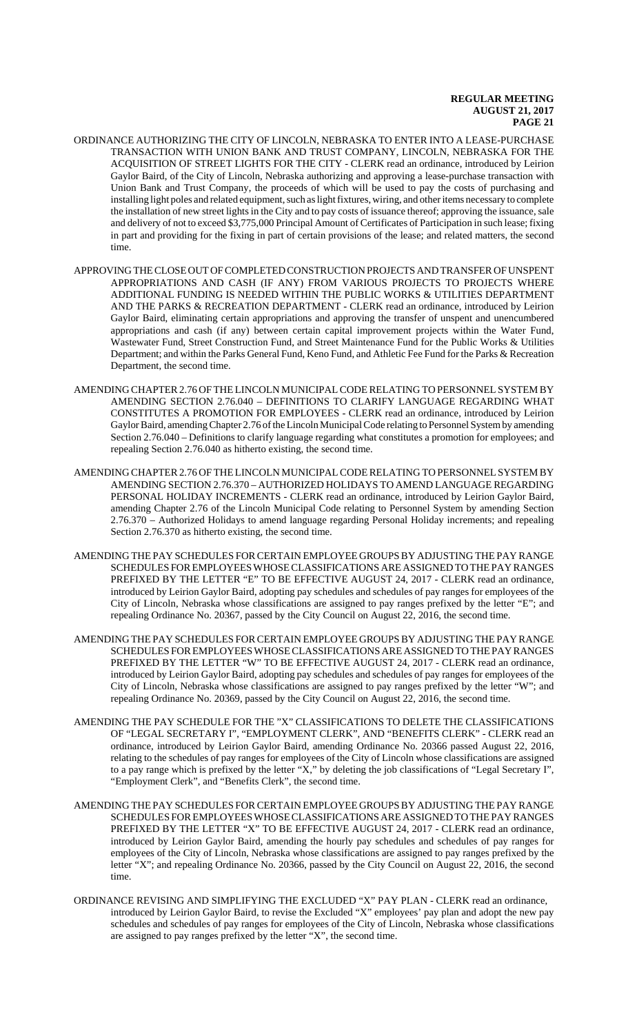ORDINANCE AUTHORIZING THE CITY OF LINCOLN, NEBRASKA TO ENTER INTO A LEASE-PURCHASE TRANSACTION WITH UNION BANK AND TRUST COMPANY, LINCOLN, NEBRASKA FOR THE ACQUISITION OF STREET LIGHTS FOR THE CITY - CLERK read an ordinance, introduced by Leirion Gaylor Baird, of the City of Lincoln, Nebraska authorizing and approving a lease-purchase transaction with Union Bank and Trust Company, the proceeds of which will be used to pay the costs of purchasing and installing light poles and related equipment, such as light fixtures, wiring, and other items necessary to complete the installation of new street lights in the City and to pay costs of issuance thereof; approving the issuance, sale and delivery of not to exceed $3,775,000 Principal Amount of Certificates of Participation in such lease; fixing in part and providing for the fixing in part of certain provisions of the lease; and related matters, the second time.

APPROVING THE CLOSE OUT OF COMPLETED CONSTRUCTION PROJECTS AND TRANSFER OF UNSPENT APPROPRIATIONS AND CASH (IF ANY) FROM VARIOUS PROJECTS TO PROJECTS WHERE ADDITIONAL FUNDING IS NEEDED WITHIN THE PUBLIC WORKS & UTILITIES DEPARTMENT AND THE PARKS & RECREATION DEPARTMENT - CLERK read an ordinance, introduced by Leirion Gaylor Baird, eliminating certain appropriations and approving the transfer of unspent and unencumbered appropriations and cash (if any) between certain capital improvement projects within the Water Fund, Wastewater Fund, Street Construction Fund, and Street Maintenance Fund for the Public Works & Utilities Department; and within the Parks General Fund, Keno Fund, and Athletic Fee Fund for the Parks & Recreation Department, the second time.

AMENDING CHAPTER 2.76 OF THE LINCOLN MUNICIPAL CODE RELATING TO PERSONNEL SYSTEM BY AMENDING SECTION 2.76.040 – DEFINITIONS TO CLARIFY LANGUAGE REGARDING WHAT CONSTITUTES A PROMOTION FOR EMPLOYEES - CLERK read an ordinance, introduced by Leirion Gaylor Baird, amending Chapter 2.76 of the Lincoln Municipal Code relating to Personnel System by amending Section 2.76.040 – Definitions to clarify language regarding what constitutes a promotion for employees; and repealing Section 2.76.040 as hitherto existing, the second time.

AMENDING CHAPTER 2.76 OF THE LINCOLN MUNICIPAL CODE RELATING TO PERSONNEL SYSTEM BY AMENDING SECTION 2.76.370 – AUTHORIZED HOLIDAYS TO AMEND LANGUAGE REGARDING PERSONAL HOLIDAY INCREMENTS - CLERK read an ordinance, introduced by Leirion Gaylor Baird, amending Chapter 2.76 of the Lincoln Municipal Code relating to Personnel System by amending Section 2.76.370 – Authorized Holidays to amend language regarding Personal Holiday increments; and repealing Section 2.76.370 as hitherto existing, the second time.

AMENDING THE PAY SCHEDULES FOR CERTAIN EMPLOYEE GROUPS BY ADJUSTING THE PAY RANGE SCHEDULES FOR EMPLOYEES WHOSE CLASSIFICATIONS ARE ASSIGNED TO THE PAY RANGES PREFIXED BY THE LETTER "E" TO BE EFFECTIVE AUGUST 24, 2017 - CLERK read an ordinance, introduced by Leirion Gaylor Baird, adopting pay schedules and schedules of pay ranges for employees of the City of Lincoln, Nebraska whose classifications are assigned to pay ranges prefixed by the letter "E"; and repealing Ordinance No. 20367, passed by the City Council on August 22, 2016, the second time.

AMENDING THE PAY SCHEDULES FOR CERTAIN EMPLOYEE GROUPS BY ADJUSTING THE PAY RANGE SCHEDULES FOR EMPLOYEES WHOSE CLASSIFICATIONS ARE ASSIGNED TO THE PAY RANGES PREFIXED BY THE LETTER "W" TO BE EFFECTIVE AUGUST 24, 2017 - CLERK read an ordinance, introduced by Leirion Gaylor Baird, adopting pay schedules and schedules of pay ranges for employees of the City of Lincoln, Nebraska whose classifications are assigned to pay ranges prefixed by the letter "W"; and repealing Ordinance No. 20369, passed by the City Council on August 22, 2016, the second time.

AMENDING THE PAY SCHEDULE FOR THE "X" CLASSIFICATIONS TO DELETE THE CLASSIFICATIONS OF "LEGAL SECRETARY I", "EMPLOYMENT CLERK", AND "BENEFITS CLERK" - CLERK read an ordinance, introduced by Leirion Gaylor Baird, amending Ordinance No. 20366 passed August 22, 2016, relating to the schedules of pay ranges for employees of the City of Lincoln whose classifications are assigned to a pay range which is prefixed by the letter "X," by deleting the job classifications of "Legal Secretary I", "Employment Clerk", and "Benefits Clerk", the second time.

AMENDING THE PAY SCHEDULES FOR CERTAIN EMPLOYEE GROUPS BY ADJUSTING THE PAY RANGE SCHEDULES FOR EMPLOYEES WHOSE CLASSIFICATIONS ARE ASSIGNED TO THE PAY RANGES PREFIXED BY THE LETTER "X" TO BE EFFECTIVE AUGUST 24, 2017 - CLERK read an ordinance, introduced by Leirion Gaylor Baird, amending the hourly pay schedules and schedules of pay ranges for employees of the City of Lincoln, Nebraska whose classifications are assigned to pay ranges prefixed by the letter "X"; and repealing Ordinance No. 20366, passed by the City Council on August 22, 2016, the second time.

ORDINANCE REVISING AND SIMPLIFYING THE EXCLUDED "X" PAY PLAN - CLERK read an ordinance, introduced by Leirion Gaylor Baird, to revise the Excluded "X" employees' pay plan and adopt the new pay schedules and schedules of pay ranges for employees of the City of Lincoln, Nebraska whose classifications are assigned to pay ranges prefixed by the letter "X", the second time.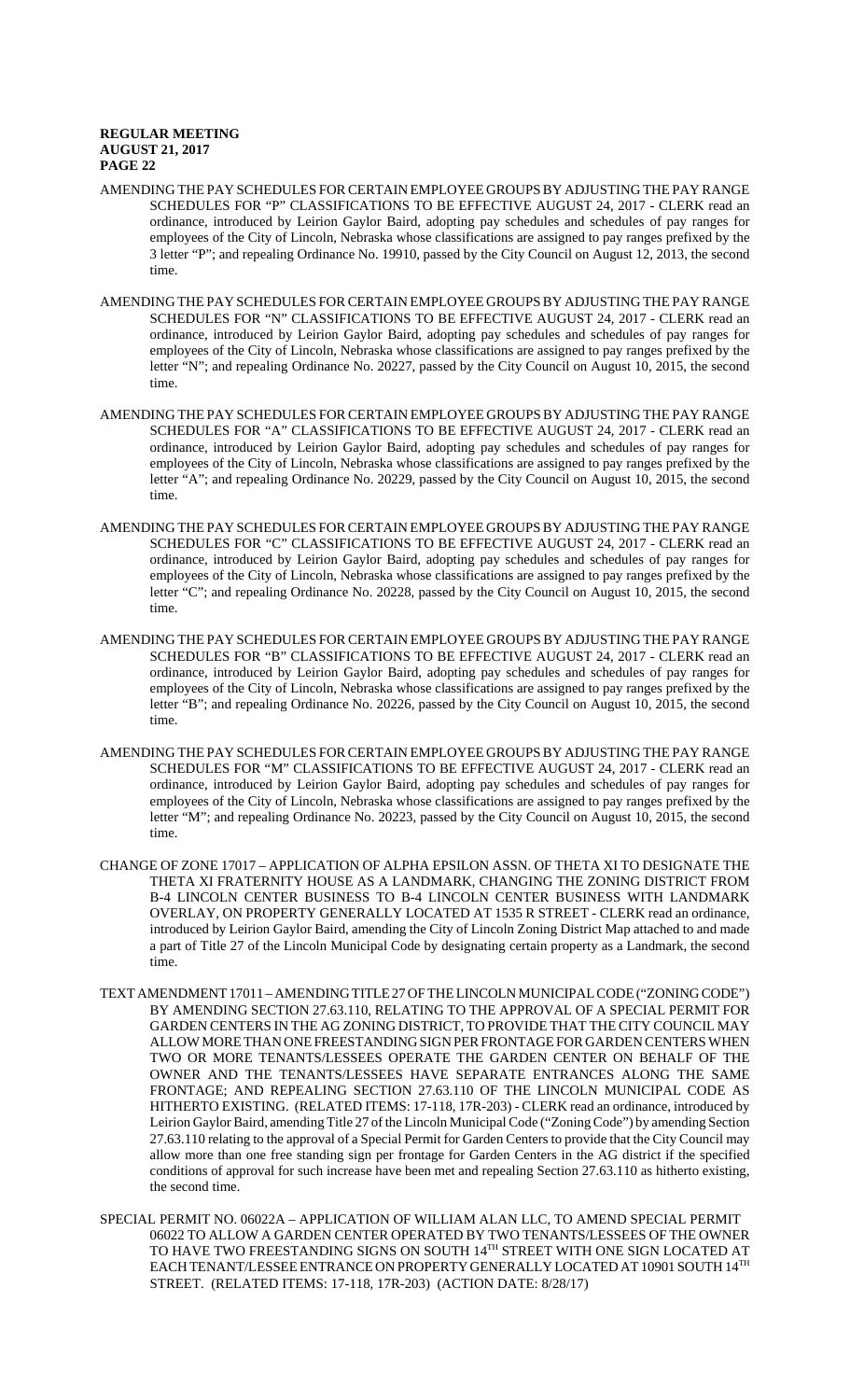AMENDING THE PAY SCHEDULES FOR CERTAIN EMPLOYEE GROUPS BY ADJUSTING THE PAY RANGE SCHEDULES FOR "P" CLASSIFICATIONS TO BE EFFECTIVE AUGUST 24, 2017 - CLERK read an ordinance, introduced by Leirion Gaylor Baird, adopting pay schedules and schedules of pay ranges for employees of the City of Lincoln, Nebraska whose classifications are assigned to pay ranges prefixed by the 3 letter "P"; and repealing Ordinance No. 19910, passed by the City Council on August 12, 2013, the second time.

AMENDING THE PAY SCHEDULES FOR CERTAIN EMPLOYEE GROUPS BY ADJUSTING THE PAY RANGE SCHEDULES FOR "N" CLASSIFICATIONS TO BE EFFECTIVE AUGUST 24, 2017 - CLERK read an ordinance, introduced by Leirion Gaylor Baird, adopting pay schedules and schedules of pay ranges for employees of the City of Lincoln, Nebraska whose classifications are assigned to pay ranges prefixed by the letter "N"; and repealing Ordinance No. 20227, passed by the City Council on August 10, 2015, the second time.

AMENDING THE PAY SCHEDULES FOR CERTAIN EMPLOYEE GROUPS BY ADJUSTING THE PAY RANGE SCHEDULES FOR "A" CLASSIFICATIONS TO BE EFFECTIVE AUGUST 24, 2017 - CLERK read an ordinance, introduced by Leirion Gaylor Baird, adopting pay schedules and schedules of pay ranges for employees of the City of Lincoln, Nebraska whose classifications are assigned to pay ranges prefixed by the letter "A"; and repealing Ordinance No. 20229, passed by the City Council on August 10, 2015, the second time.

AMENDING THE PAY SCHEDULES FOR CERTAIN EMPLOYEE GROUPS BY ADJUSTING THE PAY RANGE SCHEDULES FOR "C" CLASSIFICATIONS TO BE EFFECTIVE AUGUST 24, 2017 - CLERK read an ordinance, introduced by Leirion Gaylor Baird, adopting pay schedules and schedules of pay ranges for employees of the City of Lincoln, Nebraska whose classifications are assigned to pay ranges prefixed by the letter "C"; and repealing Ordinance No. 20228, passed by the City Council on August 10, 2015, the second time.

AMENDING THE PAY SCHEDULES FOR CERTAIN EMPLOYEE GROUPS BY ADJUSTING THE PAY RANGE SCHEDULES FOR "B" CLASSIFICATIONS TO BE EFFECTIVE AUGUST 24, 2017 - CLERK read an ordinance, introduced by Leirion Gaylor Baird, adopting pay schedules and schedules of pay ranges for employees of the City of Lincoln, Nebraska whose classifications are assigned to pay ranges prefixed by the letter "B"; and repealing Ordinance No. 20226, passed by the City Council on August 10, 2015, the second time.

AMENDING THE PAY SCHEDULES FOR CERTAIN EMPLOYEE GROUPS BY ADJUSTING THE PAY RANGE SCHEDULES FOR "M" CLASSIFICATIONS TO BE EFFECTIVE AUGUST 24, 2017 - CLERK read an ordinance, introduced by Leirion Gaylor Baird, adopting pay schedules and schedules of pay ranges for employees of the City of Lincoln, Nebraska whose classifications are assigned to pay ranges prefixed by the letter "M"; and repealing Ordinance No. 20223, passed by the City Council on August 10, 2015, the second time.

CHANGE OF ZONE 17017 – APPLICATION OF ALPHA EPSILON ASSN. OF THETA XI TO DESIGNATE THE THETA XI FRATERNITY HOUSE AS A LANDMARK, CHANGING THE ZONING DISTRICT FROM B-4 LINCOLN CENTER BUSINESS TO B-4 LINCOLN CENTER BUSINESS WITH LANDMARK OVERLAY, ON PROPERTY GENERALLY LOCATED AT 1535 R STREET - CLERK read an ordinance, introduced by Leirion Gaylor Baird, amending the City of Lincoln Zoning District Map attached to and made a part of Title 27 of the Lincoln Municipal Code by designating certain property as a Landmark, the second time.

TEXT AMENDMENT 17011 – AMENDING TITLE 27 OF THE LINCOLN MUNICIPAL CODE ("ZONING CODE") BY AMENDING SECTION 27.63.110, RELATING TO THE APPROVAL OF A SPECIAL PERMIT FOR GARDEN CENTERS IN THE AG ZONING DISTRICT, TO PROVIDE THAT THE CITY COUNCIL MAY ALLOW MORE THAN ONE FREESTANDING SIGN PER FRONTAGE FOR GARDEN CENTERS WHEN TWO OR MORE TENANTS/LESSEES OPERATE THE GARDEN CENTER ON BEHALF OF THE OWNER AND THE TENANTS/LESSEES HAVE SEPARATE ENTRANCES ALONG THE SAME FRONTAGE; AND REPEALING SECTION 27.63.110 OF THE LINCOLN MUNICIPAL CODE AS HITHERTO EXISTING. (RELATED ITEMS: 17-118, 17R-203) - CLERK read an ordinance, introduced by Leirion Gaylor Baird, amending Title 27 of the Lincoln Municipal Code ("Zoning Code") by amending Section 27.63.110 relating to the approval of a Special Permit for Garden Centers to provide that the City Council may allow more than one free standing sign per frontage for Garden Centers in the AG district if the specified conditions of approval for such increase have been met and repealing Section 27.63.110 as hitherto existing, the second time.

SPECIAL PERMIT NO. 06022A – APPLICATION OF WILLIAM ALAN LLC, TO AMEND SPECIAL PERMIT 06022 TO ALLOW A GARDEN CENTER OPERATED BY TWO TENANTS/LESSEES OF THE OWNER TO HAVE TWO FREESTANDING SIGNS ON SOUTH 14TH STREET WITH ONE SIGN LOCATED AT EACH TENANT/LESSEE ENTRANCE ON PROPERTY GENERALLY LOCATED AT 10901 SOUTH 14TH STREET. (RELATED ITEMS: 17-118, 17R-203) (ACTION DATE: 8/28/17)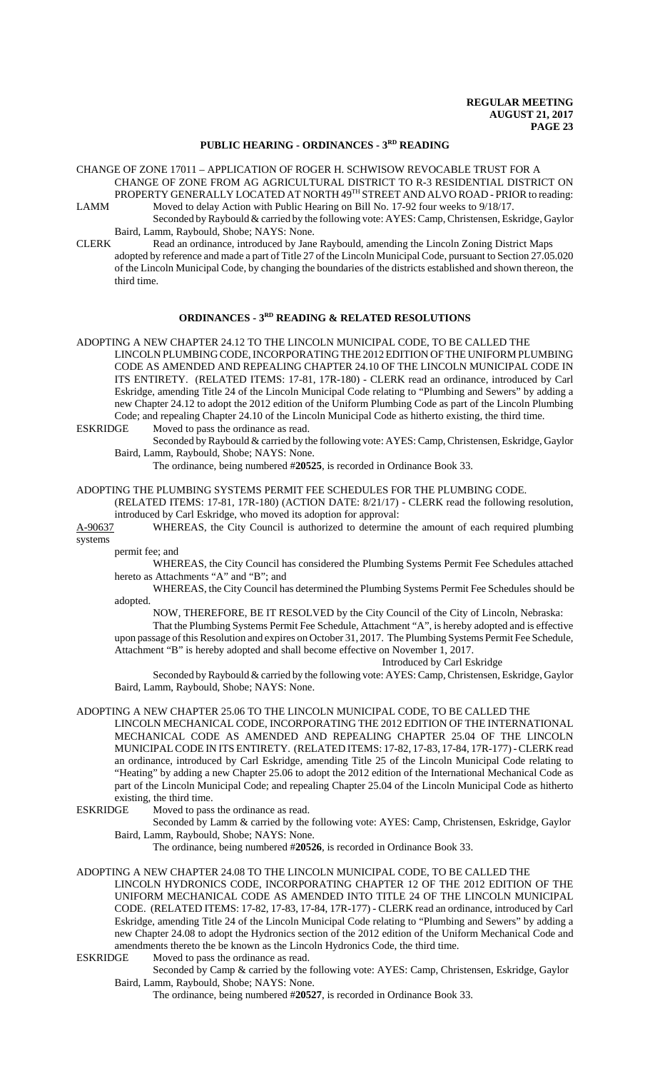## PUBLIC HEARING - ORDINANCES - 3RD READING

CHANGE OF ZONE 17011 – APPLICATION OF ROGER H. SCHWISOW REVOCABLE TRUST FOR A CHANGE OF ZONE FROM AG AGRICULTURAL DISTRICT TO R-3 RESIDENTIAL DISTRICT ON PROPERTY GENERALLY LOCATED AT NORTH 49TH STREET AND ALVO ROAD - PRIOR to reading:

LAMM Moved to delay Action with Public Hearing on Bill No. 17-92 four weeks to 9/18/17.

Seconded by Raybould & carried by the following vote: AYES: Camp, Christensen, Eskridge, Gaylor Baird, Lamm, Raybould, Shobe; NAYS: None.

CLERK Read an ordinance, introduced by Jane Raybould, amending the Lincoln Zoning District Maps adopted by reference and made a part of Title 27 of the Lincoln Municipal Code, pursuant to Section 27.05.020 of the Lincoln Municipal Code, by changing the boundaries of the districts established and shown thereon, the third time.

## ORDINANCES - 3RD READING & RELATED RESOLUTIONS

ADOPTING A NEW CHAPTER 24.12 TO THE LINCOLN MUNICIPAL CODE, TO BE CALLED THE LINCOLN PLUMBING CODE, INCORPORATING THE 2012 EDITION OF THE UNIFORM PLUMBING CODE AS AMENDED AND REPEALING CHAPTER 24.10 OF THE LINCOLN MUNICIPAL CODE IN ITS ENTIRETY. (RELATED ITEMS: 17-81, 17R-180) - CLERK read an ordinance, introduced by Carl Eskridge, amending Title 24 of the Lincoln Municipal Code relating to "Plumbing and Sewers" by adding a new Chapter 24.12 to adopt the 2012 edition of the Uniform Plumbing Code as part of the Lincoln Plumbing Code; and repealing Chapter 24.10 of the Lincoln Municipal Code as hitherto existing, the third time.

ESKRIDGE Moved to pass the ordinance as read.

Seconded by Raybould & carried by the following vote: AYES: Camp, Christensen, Eskridge, Gaylor Baird, Lamm, Raybould, Shobe; NAYS: None.

The ordinance, being numbered #**20525**, is recorded in Ordinance Book 33.

ADOPTING THE PLUMBING SYSTEMS PERMIT FEE SCHEDULES FOR THE PLUMBING CODE. (RELATED ITEMS: 17-81, 17R-180) (ACTION DATE: 8/21/17) - CLERK read the following resolution, introduced by Carl Eskridge, who moved its adoption for approval:

A-90637 WHEREAS, the City Council is authorized to determine the amount of each required plumbing systems permit fee; and

WHEREAS, the City Council has considered the Plumbing Systems Permit Fee Schedules attached hereto as Attachments "A" and "B"; and

WHEREAS, the City Council has determined the Plumbing Systems Permit Fee Schedules should be adopted.

NOW, THEREFORE, BE IT RESOLVED by the City Council of the City of Lincoln, Nebraska:

That the Plumbing Systems Permit Fee Schedule, Attachment "A", is hereby adopted and is effective upon passage of this Resolution and expires on October 31, 2017. The Plumbing Systems Permit Fee Schedule, Attachment "B" is hereby adopted and shall become effective on November 1, 2017.

Introduced by Carl Eskridge

Seconded by Raybould & carried by the following vote: AYES: Camp, Christensen, Eskridge, Gaylor Baird, Lamm, Raybould, Shobe; NAYS: None.

ADOPTING A NEW CHAPTER 25.06 TO THE LINCOLN MUNICIPAL CODE, TO BE CALLED THE LINCOLN MECHANICAL CODE, INCORPORATING THE 2012 EDITION OF THE INTERNATIONAL MECHANICAL CODE AS AMENDED AND REPEALING CHAPTER 25.04 OF THE LINCOLN MUNICIPAL CODE IN ITS ENTIRETY. (RELATED ITEMS: 17-82, 17-83, 17-84, 17R-177) - CLERK read an ordinance, introduced by Carl Eskridge, amending Title 25 of the Lincoln Municipal Code relating to "Heating" by adding a new Chapter 25.06 to adopt the 2012 edition of the International Mechanical Code as part of the Lincoln Municipal Code; and repealing Chapter 25.04 of the Lincoln Municipal Code as hitherto existing, the third time.

ESKRIDGE Moved to pass the ordinance as read.

Seconded by Lamm & carried by the following vote: AYES: Camp, Christensen, Eskridge, Gaylor Baird, Lamm, Raybould, Shobe; NAYS: None.

The ordinance, being numbered #**20526**, is recorded in Ordinance Book 33.

ADOPTING A NEW CHAPTER 24.08 TO THE LINCOLN MUNICIPAL CODE, TO BE CALLED THE LINCOLN HYDRONICS CODE, INCORPORATING CHAPTER 12 OF THE 2012 EDITION OF THE UNIFORM MECHANICAL CODE AS AMENDED INTO TITLE 24 OF THE LINCOLN MUNICIPAL CODE. (RELATED ITEMS: 17-82, 17-83, 17-84, 17R-177) - CLERK read an ordinance, introduced by Carl Eskridge, amending Title 24 of the Lincoln Municipal Code relating to "Plumbing and Sewers" by adding a new Chapter 24.08 to adopt the Hydronics section of the 2012 edition of the Uniform Mechanical Code and amendments thereto the be known as the Lincoln Hydronics Code, the third time.

ESKRIDGE Moved to pass the ordinance as read.

Seconded by Camp & carried by the following vote: AYES: Camp, Christensen, Eskridge, Gaylor Baird, Lamm, Raybould, Shobe; NAYS: None.

The ordinance, being numbered #**20527**, is recorded in Ordinance Book 33.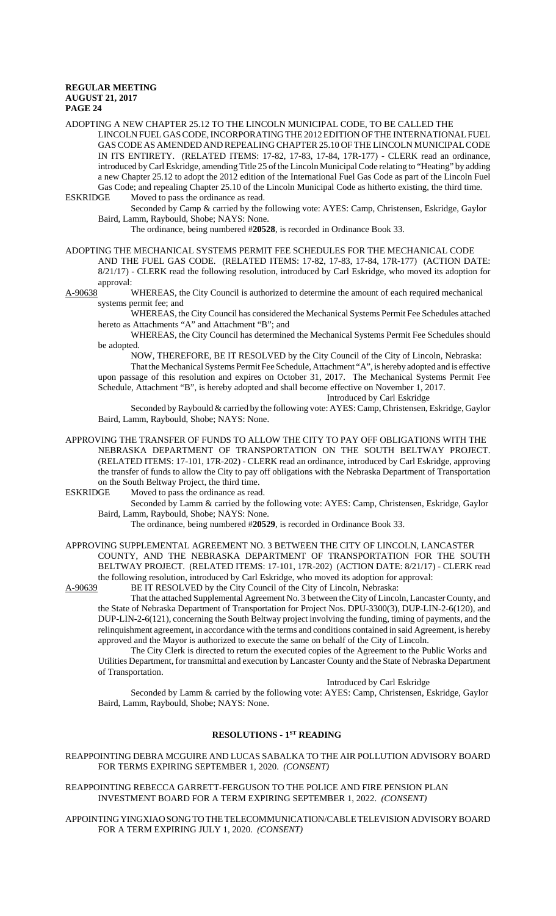ADOPTING A NEW CHAPTER 25.12 TO THE LINCOLN MUNICIPAL CODE, TO BE CALLED THE LINCOLN FUEL GAS CODE, INCORPORATING THE 2012 EDITION OF THE INTERNATIONAL FUEL GAS CODE AS AMENDED AND REPEALING CHAPTER 25.10 OF THE LINCOLN MUNICIPAL CODE IN ITS ENTIRETY. (RELATED ITEMS: 17-82, 17-83, 17-84, 17R-177) - CLERK read an ordinance, introduced by Carl Eskridge, amending Title 25 of the Lincoln Municipal Code relating to "Heating" by adding a new Chapter 25.12 to adopt the 2012 edition of the International Fuel Gas Code as part of the Lincoln Fuel Gas Code; and repealing Chapter 25.10 of the Lincoln Municipal Code as hitherto existing, the third time.

ESKRIDGE Moved to pass the ordinance as read.

Seconded by Camp & carried by the following vote: AYES: Camp, Christensen, Eskridge, Gaylor Baird, Lamm, Raybould, Shobe; NAYS: None.

The ordinance, being numbered #**20528**, is recorded in Ordinance Book 33.

ADOPTING THE MECHANICAL SYSTEMS PERMIT FEE SCHEDULES FOR THE MECHANICAL CODE AND THE FUEL GAS CODE. (RELATED ITEMS: 17-82, 17-83, 17-84, 17R-177) (ACTION DATE: 8/21/17) - CLERK read the following resolution, introduced by Carl Eskridge, who moved its adoption for approval:

A-90638 WHEREAS, the City Council is authorized to determine the amount of each required mechanical systems permit fee; and

WHEREAS, the City Council has considered the Mechanical Systems Permit Fee Schedules attached hereto as Attachments "A" and Attachment "B"; and

WHEREAS, the City Council has determined the Mechanical Systems Permit Fee Schedules should be adopted.

NOW, THEREFORE, BE IT RESOLVED by the City Council of the City of Lincoln, Nebraska:

That the Mechanical Systems Permit Fee Schedule, Attachment "A", is hereby adopted and is effective upon passage of this resolution and expires on October 31, 2017. The Mechanical Systems Permit Fee Schedule, Attachment "B", is hereby adopted and shall become effective on November 1, 2017.

Introduced by Carl Eskridge

Seconded by Raybould & carried by the following vote: AYES: Camp, Christensen, Eskridge, Gaylor Baird, Lamm, Raybould, Shobe; NAYS: None.

APPROVING THE TRANSFER OF FUNDS TO ALLOW THE CITY TO PAY OFF OBLIGATIONS WITH THE NEBRASKA DEPARTMENT OF TRANSPORTATION ON THE SOUTH BELTWAY PROJECT. (RELATED ITEMS: 17-101, 17R-202) - CLERK read an ordinance, introduced by Carl Eskridge, approving the transfer of funds to allow the City to pay off obligations with the Nebraska Department of Transportation on the South Beltway Project, the third time.

ESKRIDGE Moved to pass the ordinance as read.

Seconded by Lamm & carried by the following vote: AYES: Camp, Christensen, Eskridge, Gaylor Baird, Lamm, Raybould, Shobe; NAYS: None.

The ordinance, being numbered #**20529**, is recorded in Ordinance Book 33.

APPROVING SUPPLEMENTAL AGREEMENT NO. 3 BETWEEN THE CITY OF LINCOLN, LANCASTER COUNTY, AND THE NEBRASKA DEPARTMENT OF TRANSPORTATION FOR THE SOUTH BELTWAY PROJECT. (RELATED ITEMS: 17-101, 17R-202) (ACTION DATE: 8/21/17) - CLERK read the following resolution, introduced by Carl Eskridge, who moved its adoption for approval:

A-90639 BE IT RESOLVED by the City Council of the City of Lincoln, Nebraska:

That the attached Supplemental Agreement No. 3 between the City of Lincoln, Lancaster County, and the State of Nebraska Department of Transportation for Project Nos. DPU-3300(3), DUP-LIN-2-6(120), and DUP-LIN-2-6(121), concerning the South Beltway project involving the funding, timing of payments, and the relinquishment agreement, in accordance with the terms and conditions contained in said Agreement, is hereby approved and the Mayor is authorized to execute the same on behalf of the City of Lincoln.

The City Clerk is directed to return the executed copies of the Agreement to the Public Works and Utilities Department, for transmittal and execution by Lancaster County and the State of Nebraska Department of Transportation.

Introduced by Carl Eskridge

Seconded by Lamm & carried by the following vote: AYES: Camp, Christensen, Eskridge, Gaylor Baird, Lamm, Raybould, Shobe; NAYS: None.

## RESOLUTIONS - 1ST READING

REAPPOINTING DEBRA MCGUIRE AND LUCAS SABALKA TO THE AIR POLLUTION ADVISORY BOARD FOR TERMS EXPIRING SEPTEMBER 1, 2020. *(CONSENT)*

REAPPOINTING REBECCA GARRETT-FERGUSON TO THE POLICE AND FIRE PENSION PLAN INVESTMENT BOARD FOR A TERM EXPIRING SEPTEMBER 1, 2022. *(CONSENT)*

APPOINTING YINGXIAO SONG TO THE TELECOMMUNICATION/CABLE TELEVISION ADVISORY BOARD FOR A TERM EXPIRING JULY 1, 2020. *(CONSENT)*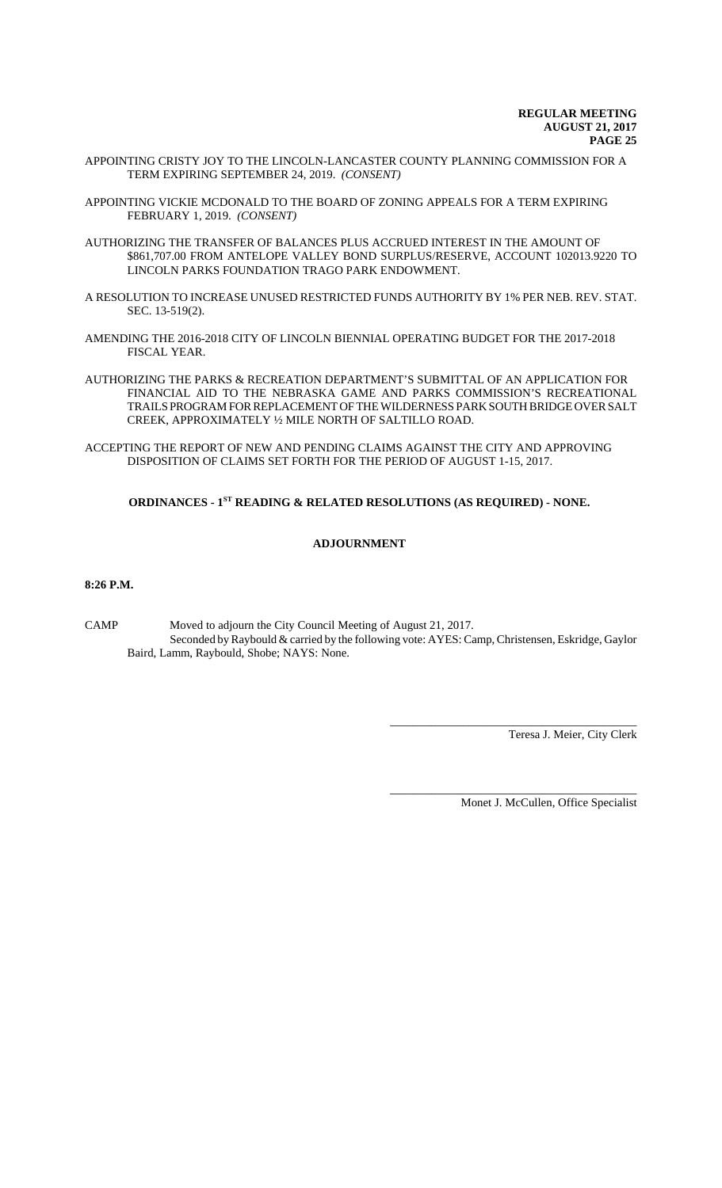APPOINTING CRISTY JOY TO THE LINCOLN-LANCASTER COUNTY PLANNING COMMISSION FOR A TERM EXPIRING SEPTEMBER 24, 2019. *(CONSENT)*

APPOINTING VICKIE MCDONALD TO THE BOARD OF ZONING APPEALS FOR A TERM EXPIRING FEBRUARY 1, 2019. *(CONSENT)*

AUTHORIZING THE TRANSFER OF BALANCES PLUS ACCRUED INTEREST IN THE AMOUNT OF $861,707.00 FROM ANTELOPE VALLEY BOND SURPLUS/RESERVE, ACCOUNT 102013.9220 TO LINCOLN PARKS FOUNDATION TRAGO PARK ENDOWMENT.

A RESOLUTION TO INCREASE UNUSED RESTRICTED FUNDS AUTHORITY BY 1% PER NEB. REV. STAT. SEC. 13-519(2).

AMENDING THE 2016-2018 CITY OF LINCOLN BIENNIAL OPERATING BUDGET FOR THE 2017-2018 FISCAL YEAR.

AUTHORIZING THE PARKS & RECREATION DEPARTMENT'S SUBMITTAL OF AN APPLICATION FOR FINANCIAL AID TO THE NEBRASKA GAME AND PARKS COMMISSION'S RECREATIONAL TRAILS PROGRAM FOR REPLACEMENT OF THE WILDERNESS PARK SOUTH BRIDGE OVER SALT CREEK, APPROXIMATELY ½ MILE NORTH OF SALTILLO ROAD.

ACCEPTING THE REPORT OF NEW AND PENDING CLAIMS AGAINST THE CITY AND APPROVING DISPOSITION OF CLAIMS SET FORTH FOR THE PERIOD OF AUGUST 1-15, 2017.

## ORDINANCES - 1ST READING & RELATED RESOLUTIONS (AS REQUIRED) - NONE.

## ADJOURNMENT

**8:26 P.M.**

CAMP Moved to adjourn the City Council Meeting of August 21, 2017.
Seconded by Raybould & carried by the following vote: AYES: Camp, Christensen, Eskridge, Gaylor Baird, Lamm, Raybould, Shobe; NAYS: None.

\_\_\_\_\_\_\_\_\_\_\_\_\_\_\_\_\_\_\_\_\_\_\_\_\_\_\_\_\_\_\_\_\_\_\_\_\_\_\_\_
Teresa J. Meier, City Clerk

\_\_\_\_\_\_\_\_\_\_\_\_\_\_\_\_\_\_\_\_\_\_\_\_\_\_\_\_\_\_\_\_\_\_\_\_\_\_\_\_
Monet J. McCullen, Office Specialist